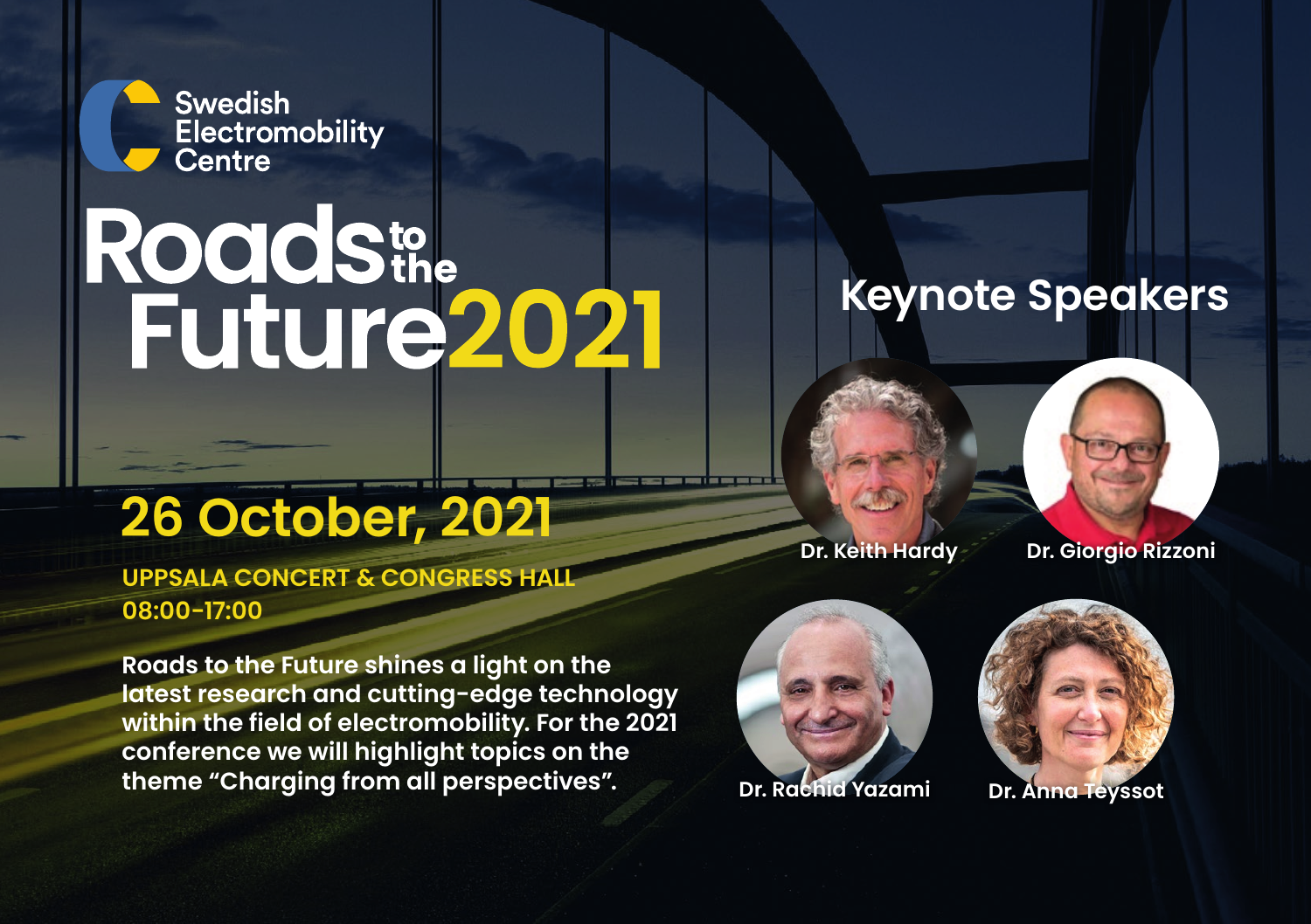Swedish Electromobility Centre

# Roads to the Future 2021

## 26 October, 2021

**UPPSALA CONCERT & CONGRESS HALL**
**08:00-17:00**

**Roads to the Future shines a light on the latest research and cutting-edge technology within the field of electromobility. For the 2021 conference we will highlight topics on the theme "Charging from all perspectives".**

## Keynote Speakers

- **Dr. Keith Hardy**
- **Dr. Giorgio Rizzoni**
- **Dr. Rachid Yazami**
- **Dr. Anna Teyssot**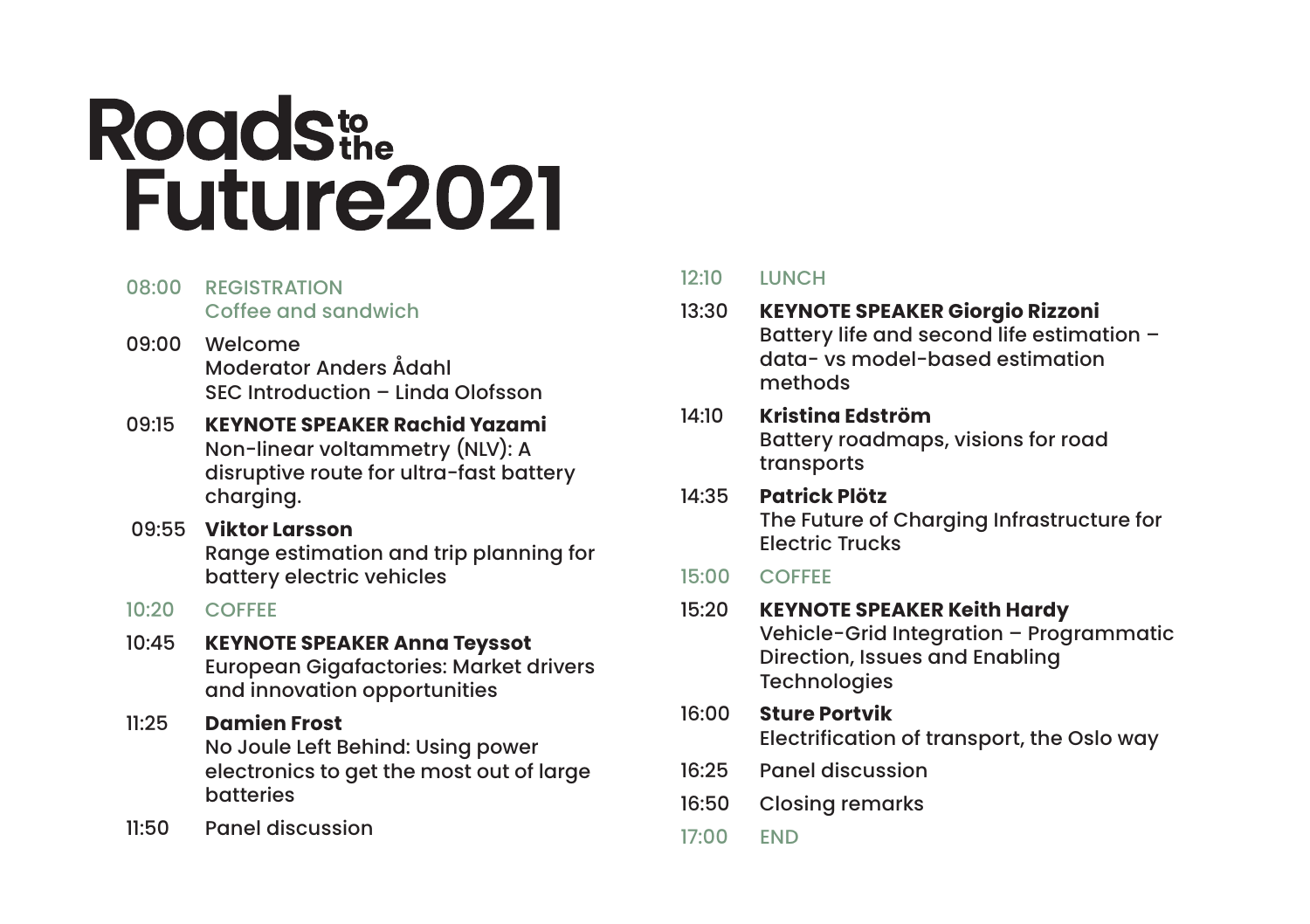# Roads to the Future 2021

**08:00** REGISTRATION
Coffee and sandwich

**09:00** Welcome
Moderator Anders Ådahl
SEC Introduction – Linda Olofsson

**09:15** **KEYNOTE SPEAKER Rachid Yazami**
Non-linear voltammetry (NLV): A disruptive route for ultra-fast battery charging.

**09:55** **Viktor Larsson**
Range estimation and trip planning for battery electric vehicles

**10:20** COFFEE

**10:45** **KEYNOTE SPEAKER Anna Teyssot**
European Gigafactories: Market drivers and innovation opportunities

**11:25** **Damien Frost**
No Joule Left Behind: Using power electronics to get the most out of large batteries

**11:50** Panel discussion

**12:10** LUNCH

**13:30** **KEYNOTE SPEAKER Giorgio Rizzoni**
Battery life and second life estimation – data- vs model-based estimation methods

**14:10** **Kristina Edström**
Battery roadmaps, visions for road transports

**14:35** **Patrick Plötz**
The Future of Charging Infrastructure for Electric Trucks

**15:00** COFFEE

**15:20** **KEYNOTE SPEAKER Keith Hardy**
Vehicle-Grid Integration – Programmatic Direction, Issues and Enabling Technologies

**16:00** **Sture Portvik**
Electrification of transport, the Oslo way

**16:25** Panel discussion

**16:50** Closing remarks

**17:00** END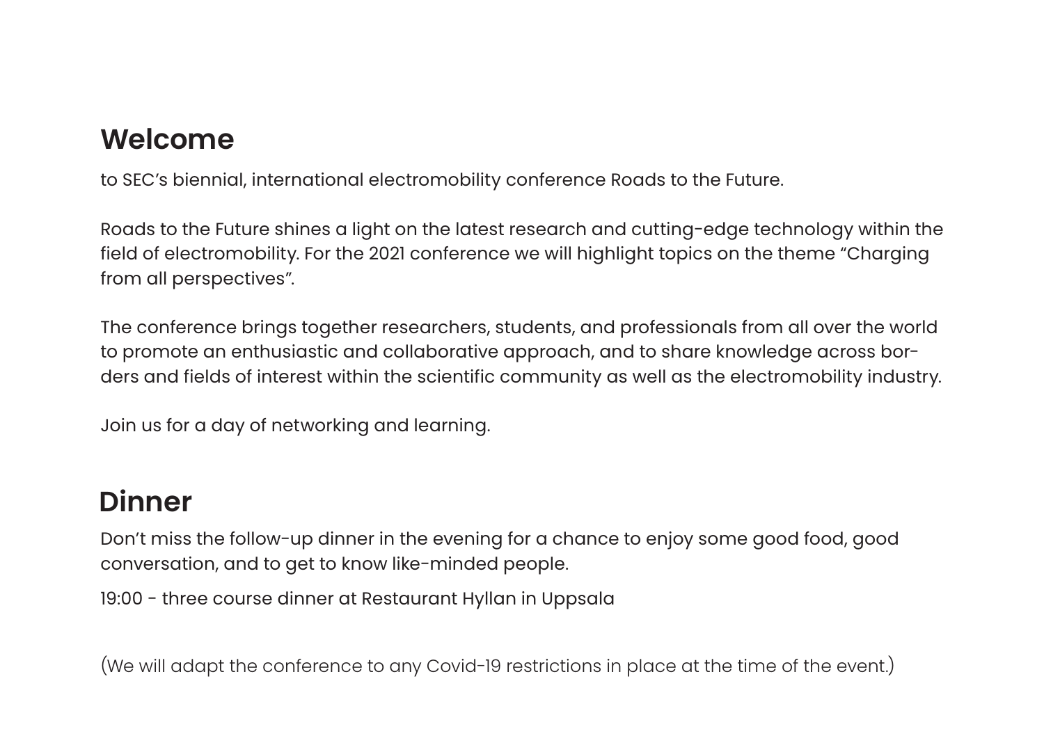## Welcome

to SEC's biennial, international electromobility conference Roads to the Future.

Roads to the Future shines a light on the latest research and cutting-edge technology within the field of electromobility. For the 2021 conference we will highlight topics on the theme "Charging from all perspectives".

The conference brings together researchers, students, and professionals from all over the world to promote an enthusiastic and collaborative approach, and to share knowledge across borders and fields of interest within the scientific community as well as the electromobility industry.

Join us for a day of networking and learning.

## Dinner

Don't miss the follow-up dinner in the evening for a chance to enjoy some good food, good conversation, and to get to know like-minded people.

19:00 - three course dinner at Restaurant Hyllan in Uppsala

(We will adapt the conference to any Covid-19 restrictions in place at the time of the event.)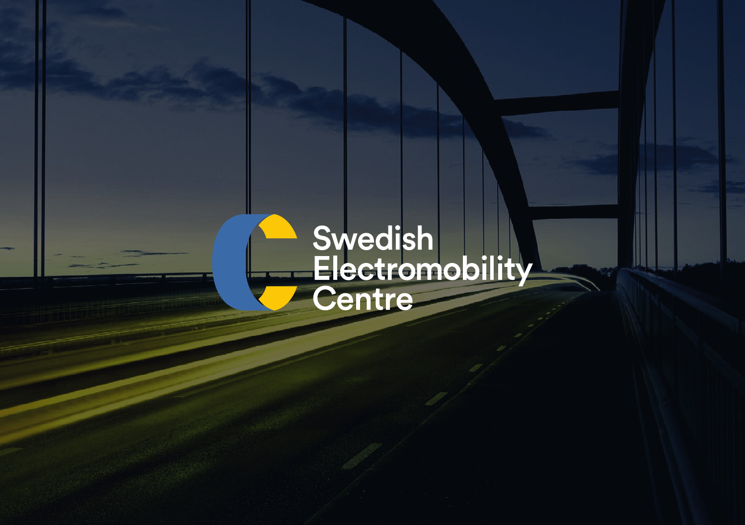Swedish Electromobility Centre